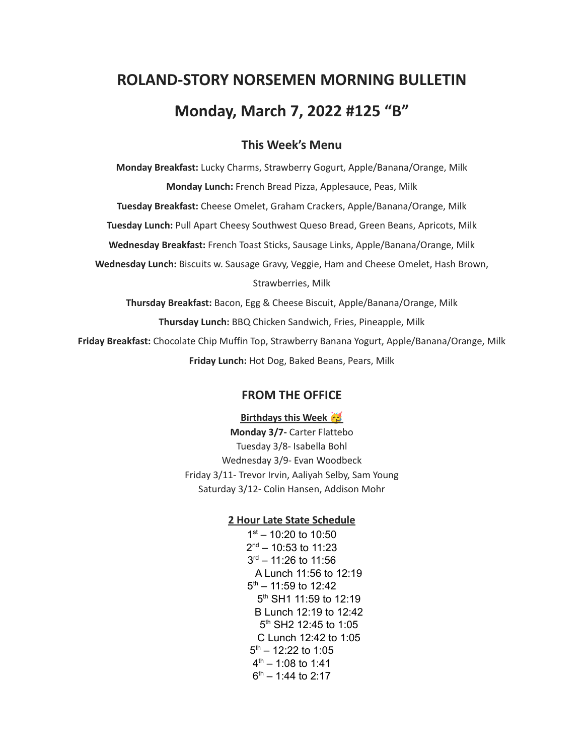# ROLAND-STORY NORSEMEN MORNING BULLETIN

# Monday, March 7, 2022 #125 "B"

## This Week's Menu

**Monday Breakfast:** Lucky Charms, Strawberry Gogurt, Apple/Banana/Orange, Milk

**Monday Lunch:** French Bread Pizza, Applesauce, Peas, Milk

**Tuesday Breakfast:** Cheese Omelet, Graham Crackers, Apple/Banana/Orange, Milk

**Tuesday Lunch:** Pull Apart Cheesy Southwest Queso Bread, Green Beans, Apricots, Milk

**Wednesday Breakfast:** French Toast Sticks, Sausage Links, Apple/Banana/Orange, Milk

**Wednesday Lunch:** Biscuits w. Sausage Gravy, Veggie, Ham and Cheese Omelet, Hash Brown, Strawberries, Milk

**Thursday Breakfast:** Bacon, Egg & Cheese Biscuit, Apple/Banana/Orange, Milk

**Thursday Lunch:** BBQ Chicken Sandwich, Fries, Pineapple, Milk

**Friday Breakfast:** Chocolate Chip Muffin Top, Strawberry Banana Yogurt, Apple/Banana/Orange, Milk

**Friday Lunch:** Hot Dog, Baked Beans, Pears, Milk

## FROM THE OFFICE

**Birthdays this Week 🥳**

**Monday 3/7-** Carter Flattebo
Tuesday 3/8- Isabella Bohl
Wednesday 3/9- Evan Woodbeck
Friday 3/11- Trevor Irvin, Aaliyah Selby, Sam Young
Saturday 3/12- Colin Hansen, Addison Mohr

**2 Hour Late State Schedule**

1st – 10:20 to 10:50
2nd – 10:53 to 11:23
3rd – 11:26 to 11:56
A Lunch 11:56 to 12:19
5th – 11:59 to 12:42
5th SH1 11:59 to 12:19
B Lunch 12:19 to 12:42
5th SH2 12:45 to 1:05
C Lunch 12:42 to 1:05
5th – 12:22 to 1:05
4th – 1:08 to 1:41
6th – 1:44 to 2:17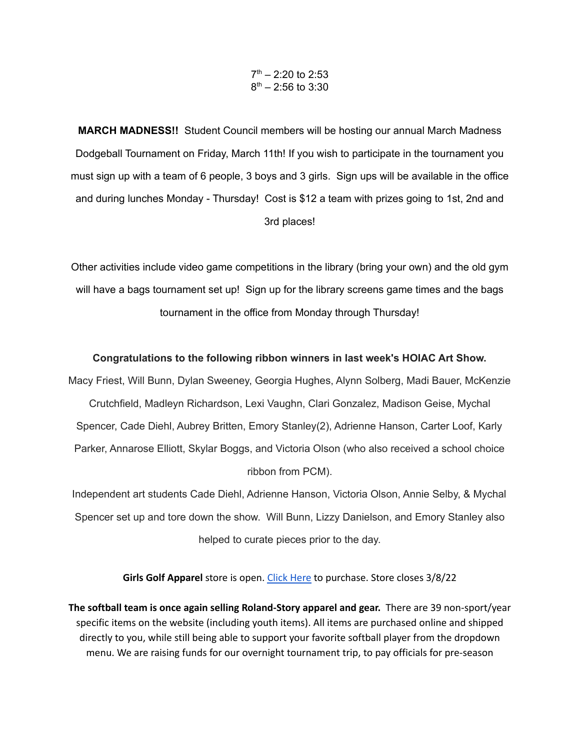7th – 2:20 to 2:53
8th – 2:56 to 3:30

**MARCH MADNESS!!** Student Council members will be hosting our annual March Madness Dodgeball Tournament on Friday, March 11th! If you wish to participate in the tournament you must sign up with a team of 6 people, 3 boys and 3 girls. Sign ups will be available in the office and during lunches Monday - Thursday! Cost is $12 a team with prizes going to 1st, 2nd and 3rd places!

Other activities include video game competitions in the library (bring your own) and the old gym will have a bags tournament set up! Sign up for the library screens game times and the bags tournament in the office from Monday through Thursday!

**Congratulations to the following ribbon winners in last week's HOIAC Art Show.**

Macy Friest, Will Bunn, Dylan Sweeney, Georgia Hughes, Alynn Solberg, Madi Bauer, McKenzie Crutchfield, Madleyn Richardson, Lexi Vaughn, Clari Gonzalez, Madison Geise, Mychal Spencer, Cade Diehl, Aubrey Britten, Emory Stanley(2), Adrienne Hanson, Carter Loof, Karly Parker, Annarose Elliott, Skylar Boggs, and Victoria Olson (who also received a school choice ribbon from PCM).

Independent art students Cade Diehl, Adrienne Hanson, Victoria Olson, Annie Selby, & Mychal Spencer set up and tore down the show. Will Bunn, Lizzy Danielson, and Emory Stanley also helped to curate pieces prior to the day.

**Girls Golf Apparel** store is open. Click Here to purchase. Store closes 3/8/22

**The softball team is once again selling Roland-Story apparel and gear.** There are 39 non-sport/year specific items on the website (including youth items). All items are purchased online and shipped directly to you, while still being able to support your favorite softball player from the dropdown menu. We are raising funds for our overnight tournament trip, to pay officials for pre-season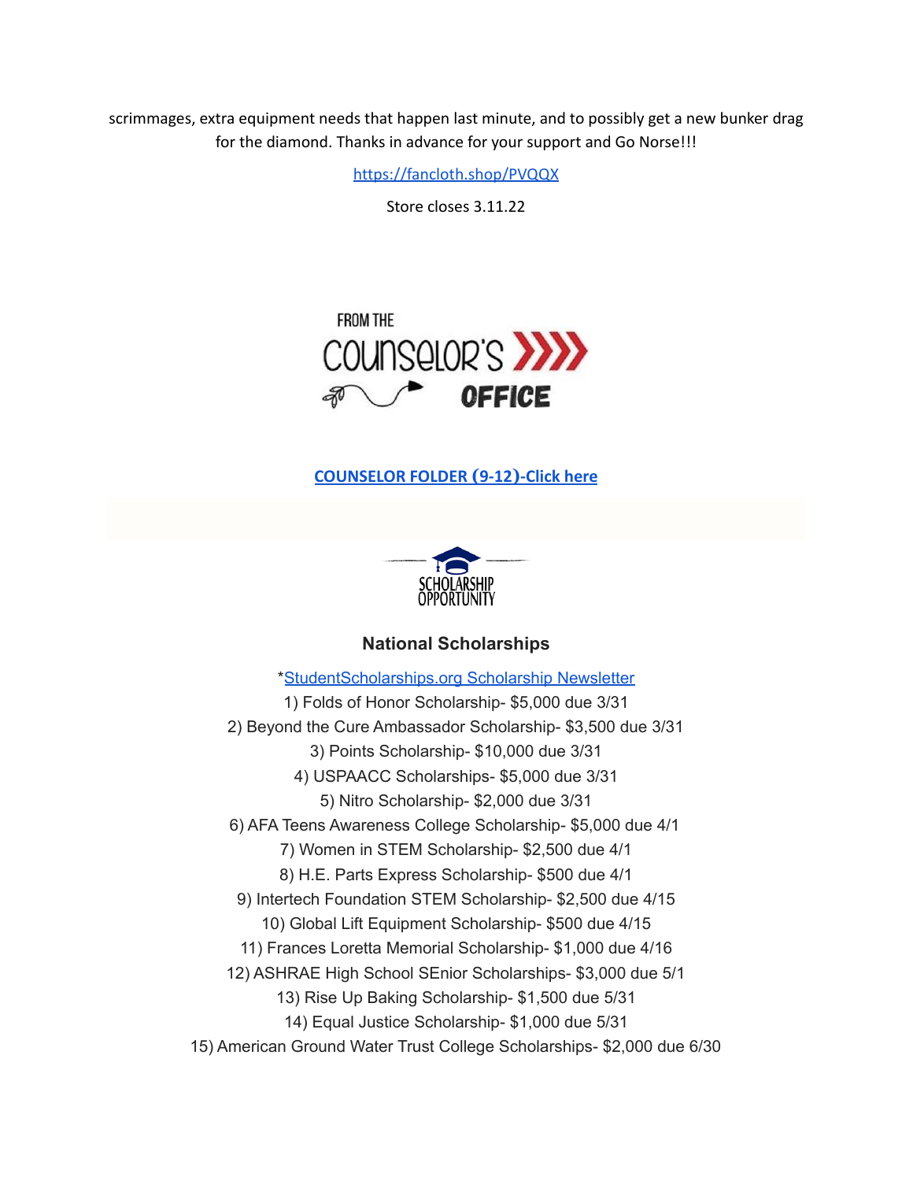scrimmages, extra equipment needs that happen last minute, and to possibly get a new bunker drag for the diamond. Thanks in advance for your support and Go Norse!!!

https://fancloth.shop/PVQQX

Store closes 3.11.22

FROM THE COUNSELOR'S OFFICE

**COUNSELOR FOLDER (9-12)-Click here**

SCHOLARSHIP OPPORTUNITY

### National Scholarships

*StudentScholarships.org Scholarship Newsletter

1) Folds of Honor Scholarship- $5,000 due 3/31
2) Beyond the Cure Ambassador Scholarship- $3,500 due 3/31
3) Points Scholarship- $10,000 due 3/31
4) USPAACC Scholarships- $5,000 due 3/31
5) Nitro Scholarship- $2,000 due 3/31
6) AFA Teens Awareness College Scholarship- $5,000 due 4/1
7) Women in STEM Scholarship- $2,500 due 4/1
8) H.E. Parts Express Scholarship- $500 due 4/1
9) Intertech Foundation STEM Scholarship- $2,500 due 4/15
10) Global Lift Equipment Scholarship- $500 due 4/15
11) Frances Loretta Memorial Scholarship- $1,000 due 4/16
12) ASHRAE High School SEnior Scholarships- $3,000 due 5/1
13) Rise Up Baking Scholarship- $1,500 due 5/31
14) Equal Justice Scholarship- $1,000 due 5/31
15) American Ground Water Trust College Scholarships- $2,000 due 6/30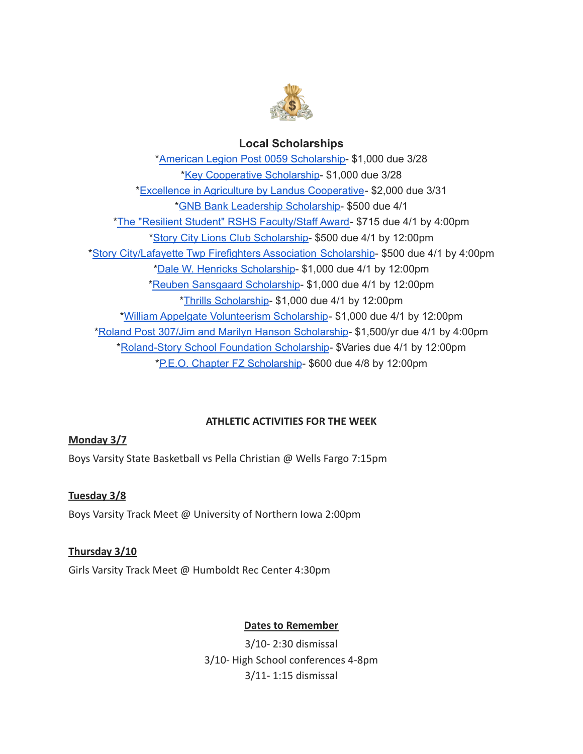## Local Scholarships

*American Legion Post 0059 Scholarship- $1,000 due 3/28
*Key Cooperative Scholarship- $1,000 due 3/28
*Excellence in Agriculture by Landus Cooperative- $2,000 due 3/31
*GNB Bank Leadership Scholarship- $500 due 4/1
*The "Resilient Student" RSHS Faculty/Staff Award- $715 due 4/1 by 4:00pm
*Story City Lions Club Scholarship- $500 due 4/1 by 12:00pm
*Story City/Lafayette Twp Firefighters Association Scholarship- $500 due 4/1 by 4:00pm
*Dale W. Henricks Scholarship- $1,000 due 4/1 by 12:00pm
*Reuben Sansgaard Scholarship- $1,000 due 4/1 by 12:00pm
*Thrills Scholarship- $1,000 due 4/1 by 12:00pm
*William Appelgate Volunteerism Scholarship- $1,000 due 4/1 by 12:00pm
*Roland Post 307/Jim and Marilyn Hanson Scholarship- $1,500/yr due 4/1 by 4:00pm
*Roland-Story School Foundation Scholarship- $Varies due 4/1 by 12:00pm
*P.E.O. Chapter FZ Scholarship- $600 due 4/8 by 12:00pm

## ATHLETIC ACTIVITIES FOR THE WEEK

**Monday 3/7**

Boys Varsity State Basketball vs Pella Christian @ Wells Fargo 7:15pm

**Tuesday 3/8**

Boys Varsity Track Meet @ University of Northern Iowa 2:00pm

**Thursday 3/10**

Girls Varsity Track Meet @ Humboldt Rec Center 4:30pm

## Dates to Remember

3/10- 2:30 dismissal
3/10- High School conferences 4-8pm
3/11- 1:15 dismissal